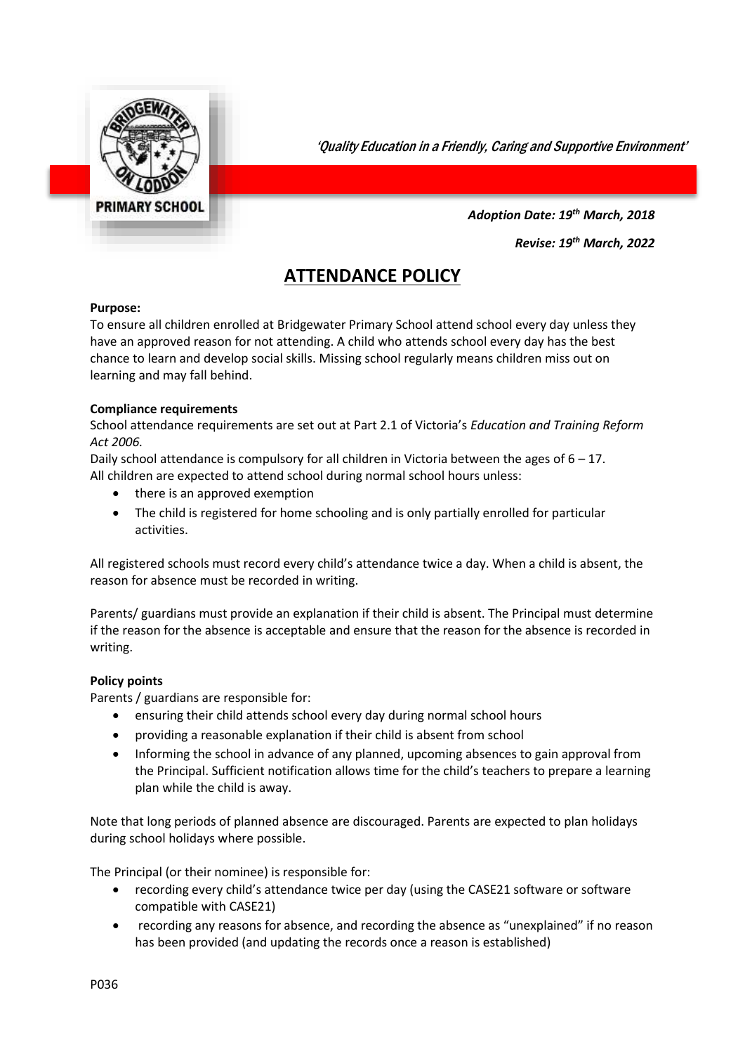'Quality Education in a Friendly, Caring and Supportive Environment'

***Adoption Date: 19th March, 2018***

***Revise: 19th March, 2022***

# ATTENDANCE POLICY

**Purpose:**

To ensure all children enrolled at Bridgewater Primary School attend school every day unless they have an approved reason for not attending. A child who attends school every day has the best chance to learn and develop social skills. Missing school regularly means children miss out on learning and may fall behind.

**Compliance requirements**

School attendance requirements are set out at Part 2.1 of Victoria's *Education and Training Reform Act 2006.*

Daily school attendance is compulsory for all children in Victoria between the ages of 6 – 17.
All children are expected to attend school during normal school hours unless:

- there is an approved exemption
- The child is registered for home schooling and is only partially enrolled for particular activities.

All registered schools must record every child's attendance twice a day. When a child is absent, the reason for absence must be recorded in writing.

Parents/ guardians must provide an explanation if their child is absent. The Principal must determine if the reason for the absence is acceptable and ensure that the reason for the absence is recorded in writing.

**Policy points**

Parents / guardians are responsible for:

- ensuring their child attends school every day during normal school hours
- providing a reasonable explanation if their child is absent from school
- Informing the school in advance of any planned, upcoming absences to gain approval from the Principal. Sufficient notification allows time for the child's teachers to prepare a learning plan while the child is away.

Note that long periods of planned absence are discouraged. Parents are expected to plan holidays during school holidays where possible.

The Principal (or their nominee) is responsible for:

- recording every child's attendance twice per day (using the CASE21 software or software compatible with CASE21)
- recording any reasons for absence, and recording the absence as "unexplained" if no reason has been provided (and updating the records once a reason is established)

P036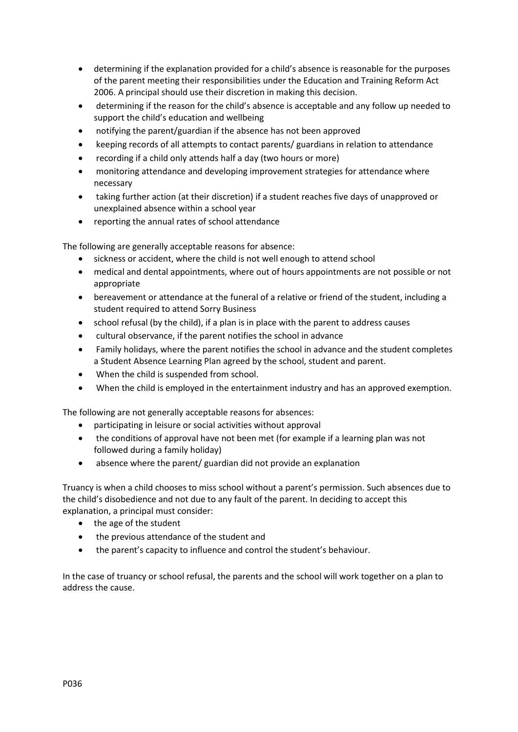- determining if the explanation provided for a child's absence is reasonable for the purposes of the parent meeting their responsibilities under the Education and Training Reform Act 2006. A principal should use their discretion in making this decision.
- determining if the reason for the child's absence is acceptable and any follow up needed to support the child's education and wellbeing
- notifying the parent/guardian if the absence has not been approved
- keeping records of all attempts to contact parents/ guardians in relation to attendance
- recording if a child only attends half a day (two hours or more)
- monitoring attendance and developing improvement strategies for attendance where necessary
- taking further action (at their discretion) if a student reaches five days of unapproved or unexplained absence within a school year
- reporting the annual rates of school attendance

The following are generally acceptable reasons for absence:

- sickness or accident, where the child is not well enough to attend school
- medical and dental appointments, where out of hours appointments are not possible or not appropriate
- bereavement or attendance at the funeral of a relative or friend of the student, including a student required to attend Sorry Business
- school refusal (by the child), if a plan is in place with the parent to address causes
- cultural observance, if the parent notifies the school in advance
- Family holidays, where the parent notifies the school in advance and the student completes a Student Absence Learning Plan agreed by the school, student and parent.
- When the child is suspended from school.
- When the child is employed in the entertainment industry and has an approved exemption.

The following are not generally acceptable reasons for absences:

- participating in leisure or social activities without approval
- the conditions of approval have not been met (for example if a learning plan was not followed during a family holiday)
- absence where the parent/ guardian did not provide an explanation

Truancy is when a child chooses to miss school without a parent's permission. Such absences due to the child's disobedience and not due to any fault of the parent. In deciding to accept this explanation, a principal must consider:

- the age of the student
- the previous attendance of the student and
- the parent's capacity to influence and control the student's behaviour.

In the case of truancy or school refusal, the parents and the school will work together on a plan to address the cause.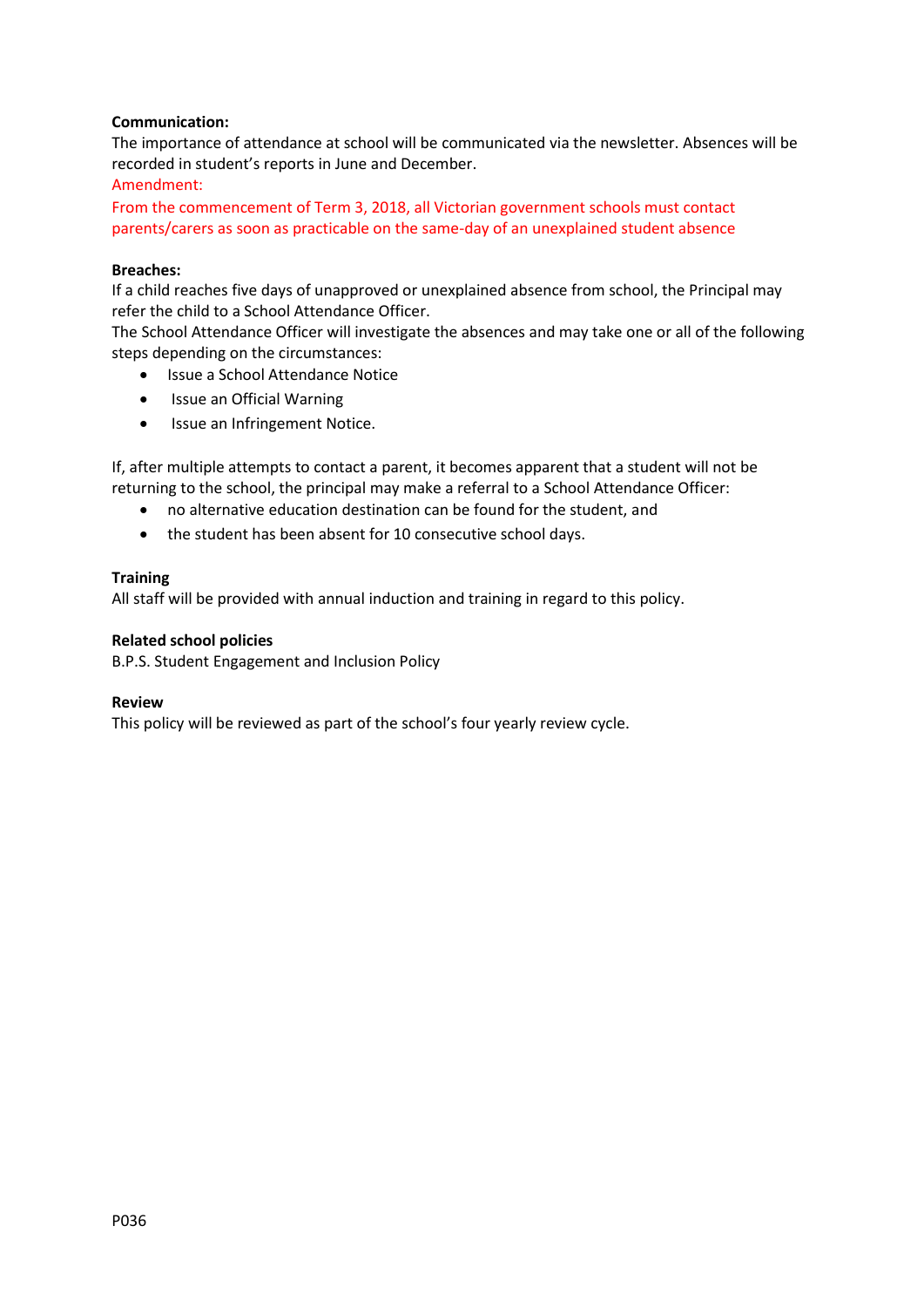**Communication:**
The importance of attendance at school will be communicated via the newsletter. Absences will be recorded in student's reports in June and December.
Amendment:
From the commencement of Term 3, 2018, all Victorian government schools must contact parents/carers as soon as practicable on the same-day of an unexplained student absence

**Breaches:**
If a child reaches five days of unapproved or unexplained absence from school, the Principal may refer the child to a School Attendance Officer.
The School Attendance Officer will investigate the absences and may take one or all of the following steps depending on the circumstances:

- Issue a School Attendance Notice
- Issue an Official Warning
- Issue an Infringement Notice.

If, after multiple attempts to contact a parent, it becomes apparent that a student will not be returning to the school, the principal may make a referral to a School Attendance Officer:

- no alternative education destination can be found for the student, and
- the student has been absent for 10 consecutive school days.

**Training**
All staff will be provided with annual induction and training in regard to this policy.

**Related school policies**
B.P.S. Student Engagement and Inclusion Policy

**Review**
This policy will be reviewed as part of the school's four yearly review cycle.

P036